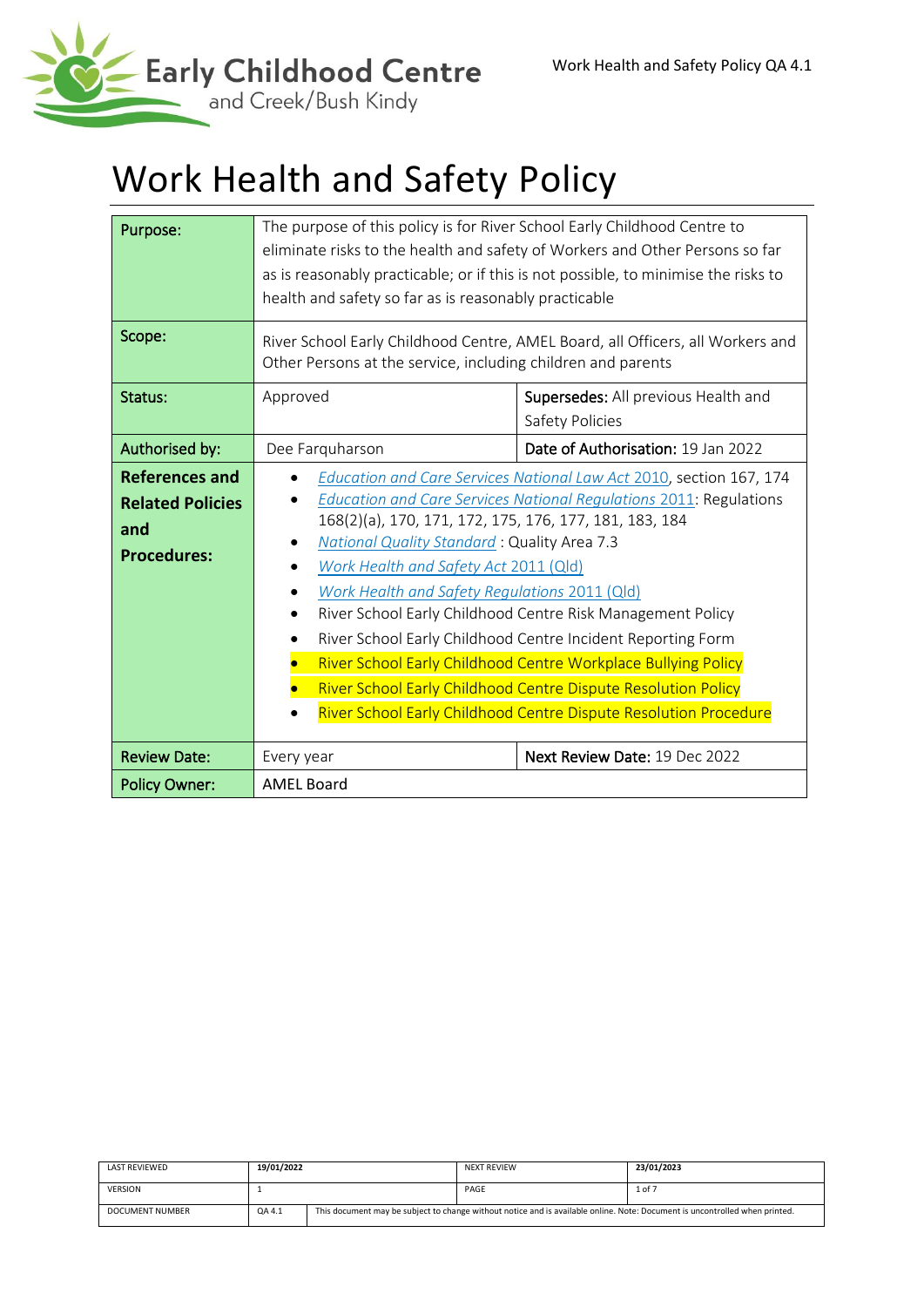# Work Health and Safety Policy

| | | |
|---|---|---|
| **Purpose:** | The purpose of this policy is for River School Early Childhood Centre to eliminate risks to the health and safety of Workers and Other Persons so far as is reasonably practicable; or if this is not possible, to minimise the risks to health and safety so far as is reasonably practicable | |
| **Scope:** | River School Early Childhood Centre, AMEL Board, all Officers, all Workers and Other Persons at the service, including children and parents | |
| **Status:** | Approved | **Supersedes:** All previous Health and Safety Policies |
| **Authorised by:** | Dee Farquharson | **Date of Authorisation:** 19 Jan 2022 |
| **References and Related Policies and Procedures:** | • *Education and Care Services National Law Act* 2010, section 167, 174<br>• *Education and Care Services National Regulations* 2011: Regulations 168(2)(a), 170, 171, 172, 175, 176, 177, 181, 183, 184<br>• *National Quality Standard* : Quality Area 7.3<br>• *Work Health and Safety Act* 2011 (Qld)<br>• *Work Health and Safety Regulations* 2011 (Qld)<br>• River School Early Childhood Centre Risk Management Policy<br>• River School Early Childhood Centre Incident Reporting Form<br>• River School Early Childhood Centre Workplace Bullying Policy<br>• River School Early Childhood Centre Dispute Resolution Policy<br>• River School Early Childhood Centre Dispute Resolution Procedure | |
| **Review Date:** | Every year | **Next Review Date:** 19 Dec 2022 |
| **Policy Owner:** | AMEL Board | |

| | | | |
|---|---|---|---|
| LAST REVIEWED | 19/01/2022 | NEXT REVIEW | 23/01/2023 |
| VERSION | 1 | PAGE | 1 of 7 |
| DOCUMENT NUMBER | QA 4.1 | This document may be subject to change without notice and is available online. Note: Document is uncontrolled when printed. | |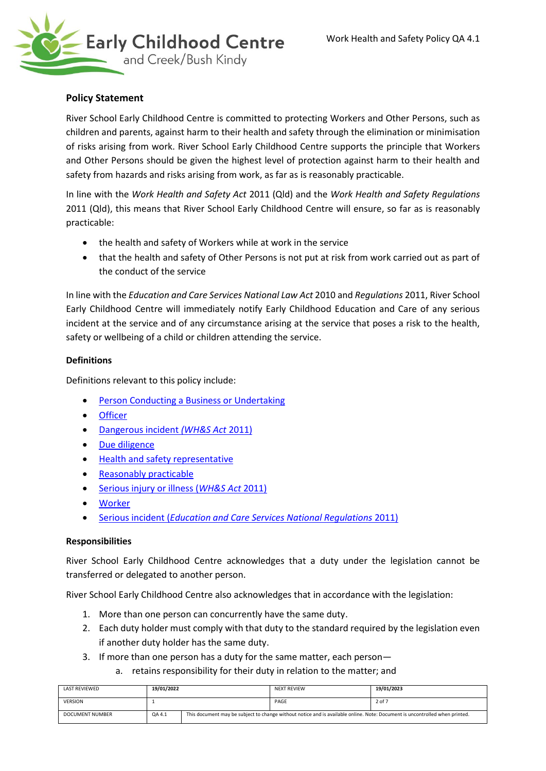### Policy Statement

River School Early Childhood Centre is committed to protecting Workers and Other Persons, such as children and parents, against harm to their health and safety through the elimination or minimisation of risks arising from work. River School Early Childhood Centre supports the principle that Workers and Other Persons should be given the highest level of protection against harm to their health and safety from hazards and risks arising from work, as far as is reasonably practicable.

In line with the *Work Health and Safety Act* 2011 (Qld) and the *Work Health and Safety Regulations* 2011 (Qld), this means that River School Early Childhood Centre will ensure, so far as is reasonably practicable:

- the health and safety of Workers while at work in the service
- that the health and safety of Other Persons is not put at risk from work carried out as part of the conduct of the service

In line with the *Education and Care Services National Law Act* 2010 and *Regulations* 2011, River School Early Childhood Centre will immediately notify Early Childhood Education and Care of any serious incident at the service and of any circumstance arising at the service that poses a risk to the health, safety or wellbeing of a child or children attending the service.

### Definitions

Definitions relevant to this policy include:

- Person Conducting a Business or Undertaking
- Officer
- Dangerous incident *(WH&S Act* 2011)
- Due diligence
- Health and safety representative
- Reasonably practicable
- Serious injury or illness (*WH&S Act* 2011)
- Worker
- Serious incident (*Education and Care Services National Regulations* 2011)

### Responsibilities

River School Early Childhood Centre acknowledges that a duty under the legislation cannot be transferred or delegated to another person.

River School Early Childhood Centre also acknowledges that in accordance with the legislation:

1. More than one person can concurrently have the same duty.
2. Each duty holder must comply with that duty to the standard required by the legislation even if another duty holder has the same duty.
3. If more than one person has a duty for the same matter, each person—
    a. retains responsibility for their duty in relation to the matter; and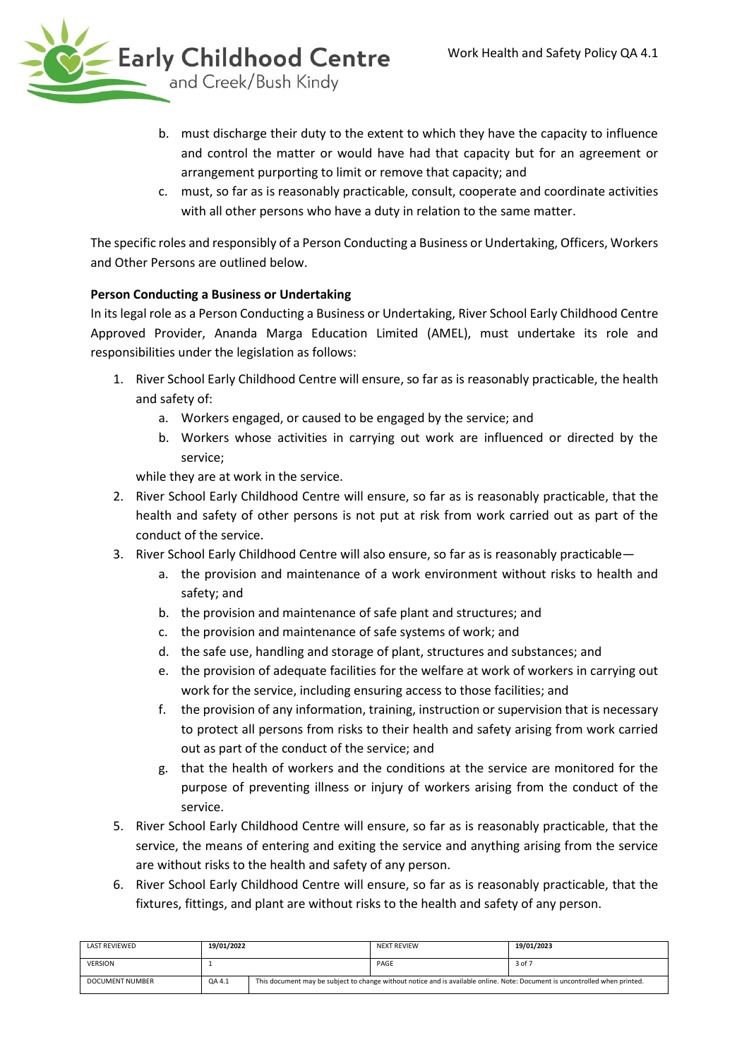b. must discharge their duty to the extent to which they have the capacity to influence and control the matter or would have had that capacity but for an agreement or arrangement purporting to limit or remove that capacity; and
c. must, so far as is reasonably practicable, consult, cooperate and coordinate activities with all other persons who have a duty in relation to the same matter.

The specific roles and responsibly of a Person Conducting a Business or Undertaking, Officers, Workers and Other Persons are outlined below.

**Person Conducting a Business or Undertaking**

In its legal role as a Person Conducting a Business or Undertaking, River School Early Childhood Centre Approved Provider, Ananda Marga Education Limited (AMEL), must undertake its role and responsibilities under the legislation as follows:

1. River School Early Childhood Centre will ensure, so far as is reasonably practicable, the health and safety of:
   a. Workers engaged, or caused to be engaged by the service; and
   b. Workers whose activities in carrying out work are influenced or directed by the service;

   while they are at work in the service.
2. River School Early Childhood Centre will ensure, so far as is reasonably practicable, that the health and safety of other persons is not put at risk from work carried out as part of the conduct of the service.
3. River School Early Childhood Centre will also ensure, so far as is reasonably practicable—
   a. the provision and maintenance of a work environment without risks to health and safety; and
   b. the provision and maintenance of safe plant and structures; and
   c. the provision and maintenance of safe systems of work; and
   d. the safe use, handling and storage of plant, structures and substances; and
   e. the provision of adequate facilities for the welfare at work of workers in carrying out work for the service, including ensuring access to those facilities; and
   f. the provision of any information, training, instruction or supervision that is necessary to protect all persons from risks to their health and safety arising from work carried out as part of the conduct of the service; and
   g. that the health of workers and the conditions at the service are monitored for the purpose of preventing illness or injury of workers arising from the conduct of the service.
5. River School Early Childhood Centre will ensure, so far as is reasonably practicable, that the service, the means of entering and exiting the service and anything arising from the service are without risks to the health and safety of any person.
6. River School Early Childhood Centre will ensure, so far as is reasonably practicable, that the fixtures, fittings, and plant are without risks to the health and safety of any person.

| LAST REVIEWED | 19/01/2022 | | NEXT REVIEW | 19/01/2023 |
|---|---|---|---|---|
| VERSION | 1 | | PAGE | 3 of 7 |
| DOCUMENT NUMBER | QA 4.1 | This document may be subject to change without notice and is available online. Note: Document is uncontrolled when printed. | | |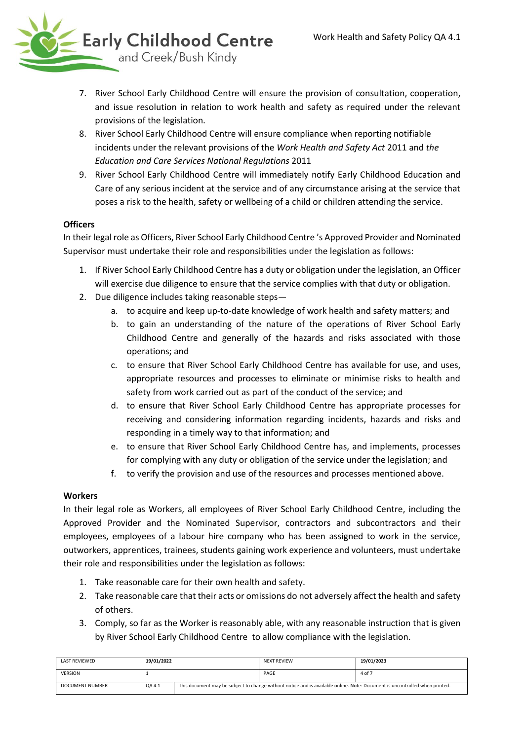7. River School Early Childhood Centre will ensure the provision of consultation, cooperation, and issue resolution in relation to work health and safety as required under the relevant provisions of the legislation.
8. River School Early Childhood Centre will ensure compliance when reporting notifiable incidents under the relevant provisions of the *Work Health and Safety Act* 2011 and *the Education and Care Services National Regulations* 2011
9. River School Early Childhood Centre will immediately notify Early Childhood Education and Care of any serious incident at the service and of any circumstance arising at the service that poses a risk to the health, safety or wellbeing of a child or children attending the service.

**Officers**

In their legal role as Officers, River School Early Childhood Centre 's Approved Provider and Nominated Supervisor must undertake their role and responsibilities under the legislation as follows:

1. If River School Early Childhood Centre has a duty or obligation under the legislation, an Officer will exercise due diligence to ensure that the service complies with that duty or obligation.
2. Due diligence includes taking reasonable steps—
   a. to acquire and keep up-to-date knowledge of work health and safety matters; and
   b. to gain an understanding of the nature of the operations of River School Early Childhood Centre and generally of the hazards and risks associated with those operations; and
   c. to ensure that River School Early Childhood Centre has available for use, and uses, appropriate resources and processes to eliminate or minimise risks to health and safety from work carried out as part of the conduct of the service; and
   d. to ensure that River School Early Childhood Centre has appropriate processes for receiving and considering information regarding incidents, hazards and risks and responding in a timely way to that information; and
   e. to ensure that River School Early Childhood Centre has, and implements, processes for complying with any duty or obligation of the service under the legislation; and
   f. to verify the provision and use of the resources and processes mentioned above.

**Workers**

In their legal role as Workers, all employees of River School Early Childhood Centre, including the Approved Provider and the Nominated Supervisor, contractors and subcontractors and their employees, employees of a labour hire company who has been assigned to work in the service, outworkers, apprentices, trainees, students gaining work experience and volunteers, must undertake their role and responsibilities under the legislation as follows:

1. Take reasonable care for their own health and safety.
2. Take reasonable care that their acts or omissions do not adversely affect the health and safety of others.
3. Comply, so far as the Worker is reasonably able, with any reasonable instruction that is given by River School Early Childhood Centre to allow compliance with the legislation.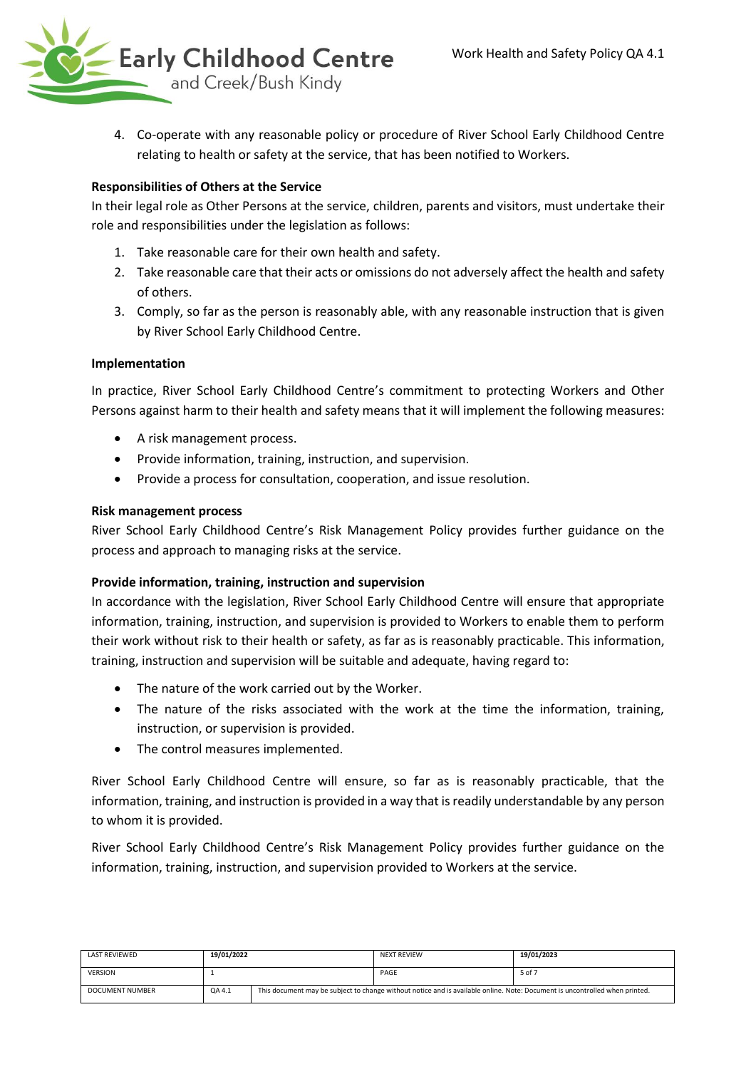4. Co-operate with any reasonable policy or procedure of River School Early Childhood Centre relating to health or safety at the service, that has been notified to Workers.

**Responsibilities of Others at the Service**

In their legal role as Other Persons at the service, children, parents and visitors, must undertake their role and responsibilities under the legislation as follows:

1. Take reasonable care for their own health and safety.
2. Take reasonable care that their acts or omissions do not adversely affect the health and safety of others.
3. Comply, so far as the person is reasonably able, with any reasonable instruction that is given by River School Early Childhood Centre.

**Implementation**

In practice, River School Early Childhood Centre's commitment to protecting Workers and Other Persons against harm to their health and safety means that it will implement the following measures:

- A risk management process.
- Provide information, training, instruction, and supervision.
- Provide a process for consultation, cooperation, and issue resolution.

**Risk management process**

River School Early Childhood Centre's Risk Management Policy provides further guidance on the process and approach to managing risks at the service.

**Provide information, training, instruction and supervision**

In accordance with the legislation, River School Early Childhood Centre will ensure that appropriate information, training, instruction, and supervision is provided to Workers to enable them to perform their work without risk to their health or safety, as far as is reasonably practicable. This information, training, instruction and supervision will be suitable and adequate, having regard to:

- The nature of the work carried out by the Worker.
- The nature of the risks associated with the work at the time the information, training, instruction, or supervision is provided.
- The control measures implemented.

River School Early Childhood Centre will ensure, so far as is reasonably practicable, that the information, training, and instruction is provided in a way that is readily understandable by any person to whom it is provided.

River School Early Childhood Centre's Risk Management Policy provides further guidance on the information, training, instruction, and supervision provided to Workers at the service.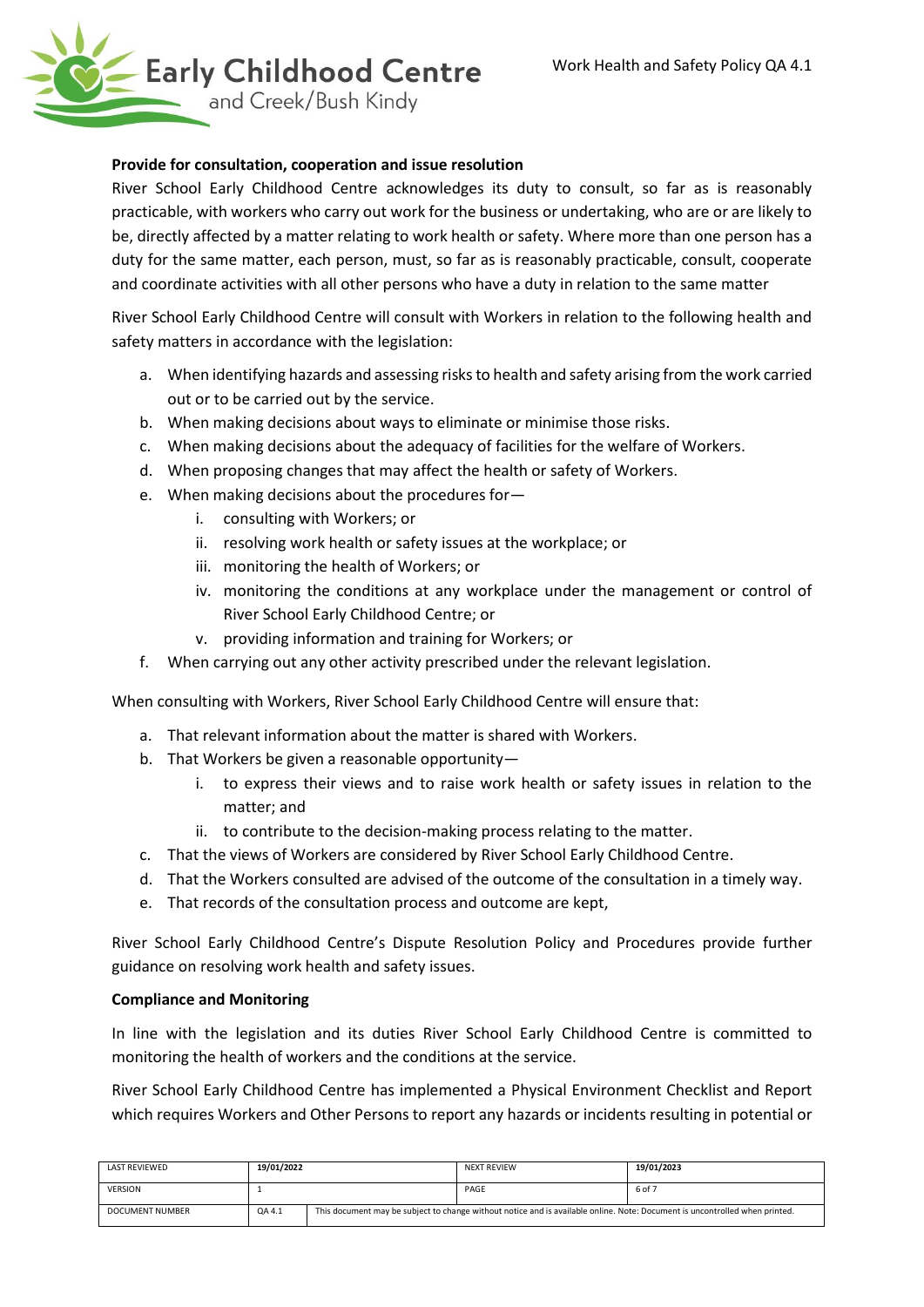**Provide for consultation, cooperation and issue resolution**

River School Early Childhood Centre acknowledges its duty to consult, so far as is reasonably practicable, with workers who carry out work for the business or undertaking, who are or are likely to be, directly affected by a matter relating to work health or safety. Where more than one person has a duty for the same matter, each person, must, so far as is reasonably practicable, consult, cooperate and coordinate activities with all other persons who have a duty in relation to the same matter

River School Early Childhood Centre will consult with Workers in relation to the following health and safety matters in accordance with the legislation:

a. When identifying hazards and assessing risks to health and safety arising from the work carried out or to be carried out by the service.
b. When making decisions about ways to eliminate or minimise those risks.
c. When making decisions about the adequacy of facilities for the welfare of Workers.
d. When proposing changes that may affect the health or safety of Workers.
e. When making decisions about the procedures for—
    i. consulting with Workers; or
    ii. resolving work health or safety issues at the workplace; or
    iii. monitoring the health of Workers; or
    iv. monitoring the conditions at any workplace under the management or control of River School Early Childhood Centre; or
    v. providing information and training for Workers; or
f. When carrying out any other activity prescribed under the relevant legislation.

When consulting with Workers, River School Early Childhood Centre will ensure that:

a. That relevant information about the matter is shared with Workers.
b. That Workers be given a reasonable opportunity—
    i. to express their views and to raise work health or safety issues in relation to the matter; and
    ii. to contribute to the decision-making process relating to the matter.
c. That the views of Workers are considered by River School Early Childhood Centre.
d. That the Workers consulted are advised of the outcome of the consultation in a timely way.
e. That records of the consultation process and outcome are kept,

River School Early Childhood Centre's Dispute Resolution Policy and Procedures provide further guidance on resolving work health and safety issues.

**Compliance and Monitoring**

In line with the legislation and its duties River School Early Childhood Centre is committed to monitoring the health of workers and the conditions at the service.

River School Early Childhood Centre has implemented a Physical Environment Checklist and Report which requires Workers and Other Persons to report any hazards or incidents resulting in potential or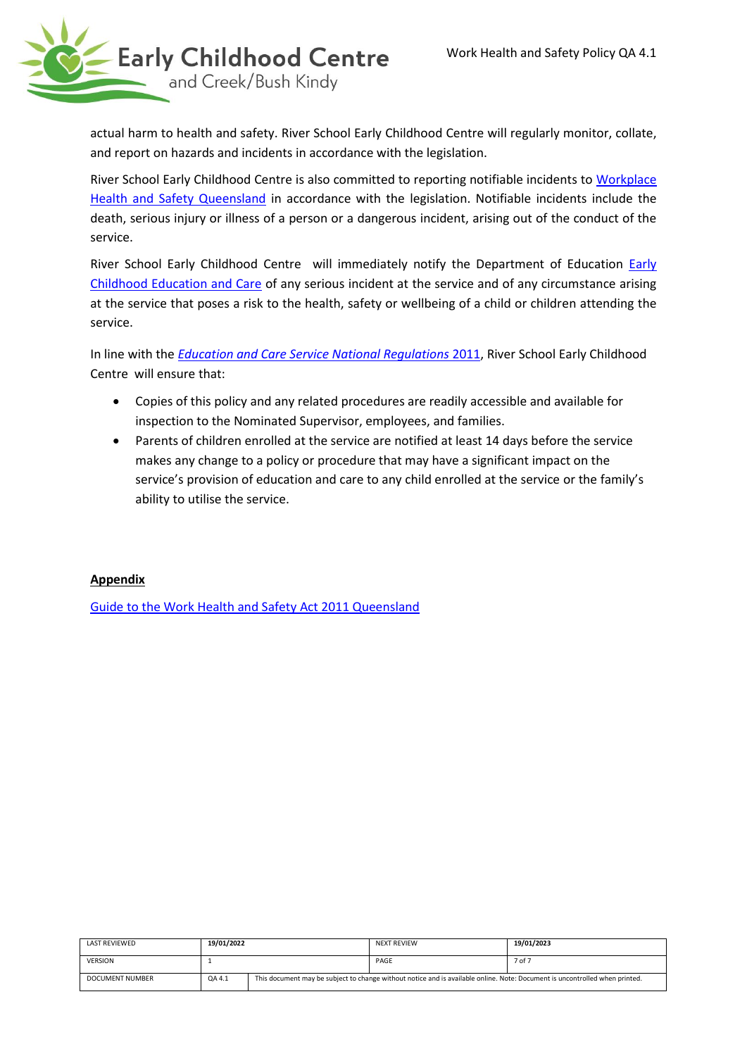actual harm to health and safety. River School Early Childhood Centre will regularly monitor, collate, and report on hazards and incidents in accordance with the legislation.

River School Early Childhood Centre is also committed to reporting notifiable incidents to Workplace Health and Safety Queensland in accordance with the legislation. Notifiable incidents include the death, serious injury or illness of a person or a dangerous incident, arising out of the conduct of the service.

River School Early Childhood Centre will immediately notify the Department of Education Early Childhood Education and Care of any serious incident at the service and of any circumstance arising at the service that poses a risk to the health, safety or wellbeing of a child or children attending the service.

In line with the *Education and Care Service National Regulations* 2011, River School Early Childhood Centre will ensure that:

- Copies of this policy and any related procedures are readily accessible and available for inspection to the Nominated Supervisor, employees, and families.
- Parents of children enrolled at the service are notified at least 14 days before the service makes any change to a policy or procedure that may have a significant impact on the service's provision of education and care to any child enrolled at the service or the family's ability to utilise the service.

**Appendix**

Guide to the Work Health and Safety Act 2011 Queensland

| | | | | |
|---|---|---|---|---|
| LAST REVIEWED | 19/01/2022 | | NEXT REVIEW | 19/01/2023 |
| VERSION | 1 | | PAGE | 7 of 7 |
| DOCUMENT NUMBER | QA 4.1 | This document may be subject to change without notice and is available online. Note: Document is uncontrolled when printed. | | |